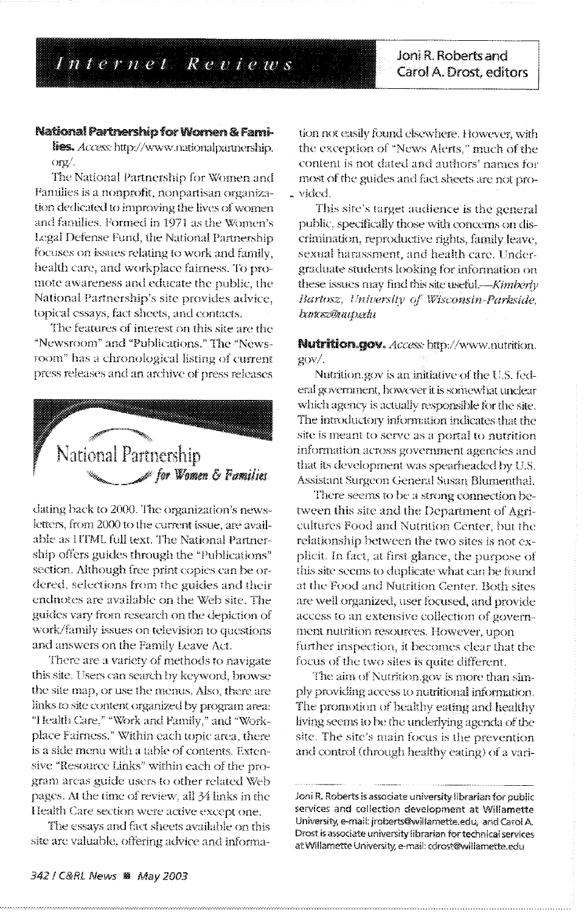## Internet Reviews

Joni R. Roberts and Carol A. Drost, editors

**National Partnership for Women & Families.** *Access:* http://www.nationalpartnership.org/.

The National Partnership for Women and Families is a nonprofit, nonpartisan organization dedicated to improving the lives of women and families. Formed in 1971 as the Women's Legal Defense Fund, the National Partnership focuses on issues relating to work and family, health care, and workplace fairness. To promote awareness and educate the public, the National Partnership's site provides advice, topical essays, fact sheets, and contacts.

The features of interest on this site are the "Newsroom" and "Publications." The "Newsroom" has a chronological listing of current press releases and an archive of press releases dating back to 2000. The organization's newsletters, from 2000 to the current issue, are available as HTML full text. The National Partnership offers guides through the "Publications" section. Although free print copies can be ordered, selections from the guides and their endnotes are available on the Web site. The guides vary from research on the depiction of work/family issues on television to questions and answers on the Family Leave Act.

There are a variety of methods to navigate this site. Users can search by keyword, browse the site map, or use the menus. Also, there are links to site content organized by program area: "Health Care," "Work and Family," and "Workplace Fairness." Within each topic area, there is a side menu with a table of contents. Extensive "Resource Links" within each of the program areas guide users to other related Web pages. At the time of review, all 34 links in the Health Care section were active except one.

The essays and fact sheets available on this site are valuable, offering advice and information not easily found elsewhere. However, with the exception of "News Alerts," much of the content is not dated and authors' names for most of the guides and fact sheets are not provided.

This site's target audience is the general public, specifically those with concerns on discrimination, reproductive rights, family leave, sexual harassment, and health care. Undergraduate students looking for information on these issues may find this site useful.—*Kimberly Bartosz, University of Wisconsin-Parkside, bartosz@uwp.edu*

**Nutrition.gov.** *Access:* http://www.nutrition.gov/.

Nutrition.gov is an initiative of the U.S. federal government, however it is somewhat unclear which agency is actually responsible for the site. The introductory information indicates that the site is meant to serve as a portal to nutrition information across government agencies and that its development was spearheaded by U.S. Assistant Surgeon General Susan Blumenthal.

There seems to be a strong connection between this site and the Department of Agricultures Food and Nutrition Center, but the relationship between the two sites is not explicit. In fact, at first glance, the purpose of this site seems to duplicate what can be found at the Food and Nutrition Center. Both sites are well organized, user focused, and provide access to an extensive collection of government nutrition resources. However, upon further inspection, it becomes clear that the focus of the two sites is quite different.

The aim of Nutrition.gov is more than simply providing access to nutritional information. The promotion of healthy eating and healthy living seems to be the underlying agenda of the site. The site's main focus is the prevention and control (through healthy eating) of a vari-

Joni R. Roberts is associate university librarian for public services and collection development at Willamette University, e-mail: jroberts@willamette.edu, and Carol A. Drost is associate university librarian for technical services at Willamette University, e-mail: cdrost@willamette.edu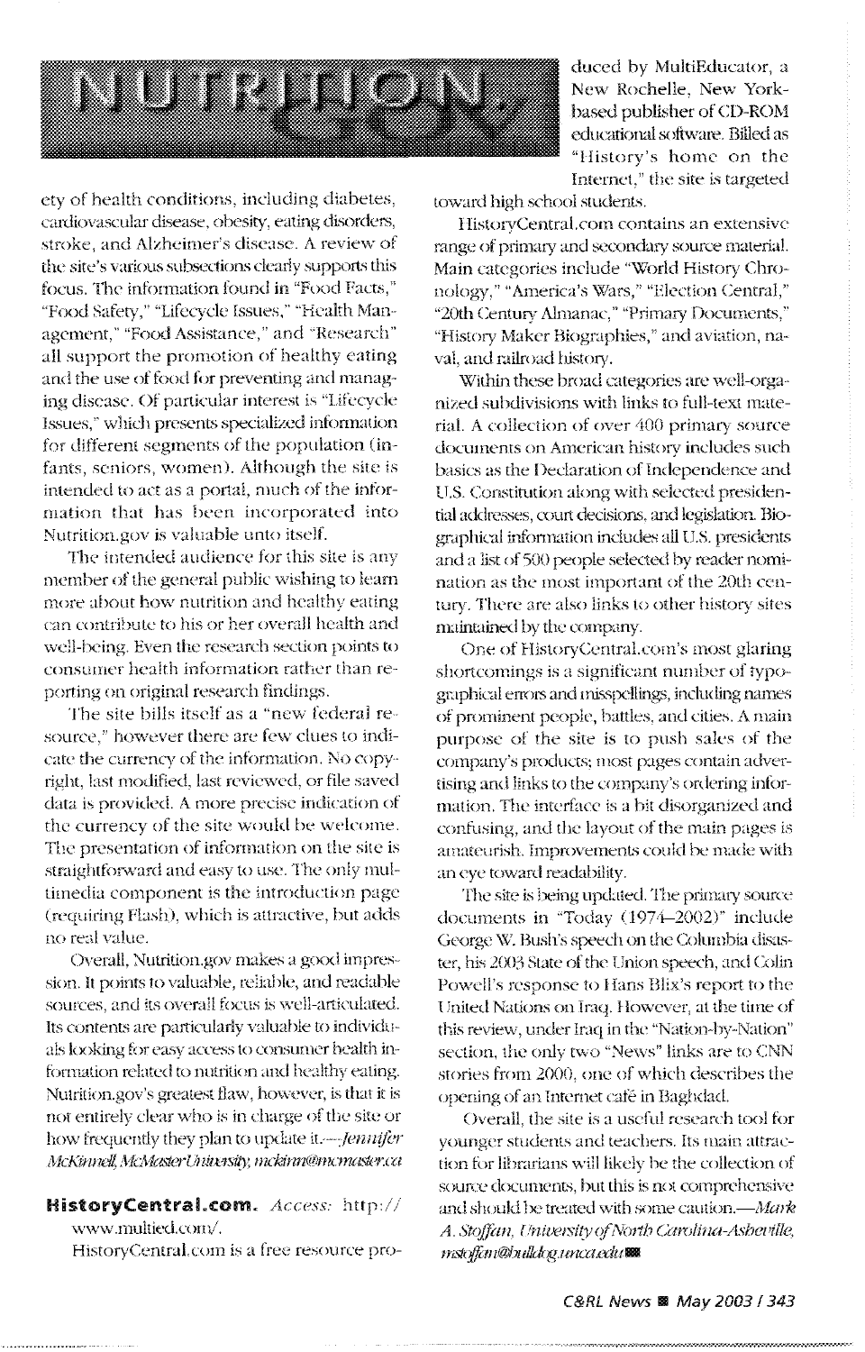ety of health conditions, including diabetes, cardiovascular disease, obesity, eating disorders, stroke, and Alzheimer's disease. A review of the site's various subsections clearly supports this focus. The information found in "Food Facts," "Food Safety," "Lifecycle Issues," "Health Management," "Food Assistance," and "Research" all support the promotion of healthy eating and the use of food for preventing and managing disease. Of particular interest is "Lifecycle Issues," which presents specialized information for different segments of the population (infants, seniors, women). Although the site is intended to act as a portal, much of the information that has been incorporated into Nutrition.gov is valuable unto itself.

The intended audience for this site is any member of the general public wishing to learn more about how nutrition and healthy eating can contribute to his or her overall health and well-being. Even the research section points to consumer health information rather than reporting on original research findings.

The site bills itself as a "new federal resource," however there are few clues to indicate the currency of the information. No copyright, last modified, last reviewed, or file saved data is provided. A more precise indication of the currency of the site would be welcome. The presentation of information on the site is straightforward and easy to use. The only multimedia component is the introduction page (requiring Flash), which is attractive, but adds no real value.

Overall, Nutrition.gov makes a good impression. It points to valuable, reliable, and readable sources, and its overall focus is well-articulated. Its contents are particularly valuable to individuals looking for easy access to consumer health information related to nutrition and healthy eating. Nutrition.gov's greatest flaw, however, is that it is not entirely clear who is in charge of the site or how frequently they plan to update it.—*Jennifer McKinnell, McMaster University; mckinn@mcmaster.ca*

**HistoryCentral.com.** *Access:* http://www.multied.com/.

HistoryCentral.com is a free resource produced by MultiEducator, a New Rochelle, New York-based publisher of CD-ROM educational software. Billed as "History's home on the Internet," the site is targeted toward high school students.

HistoryCentral.com contains an extensive range of primary and secondary source material. Main categories include "World History Chronology," "America's Wars," "Election Central," "20th Century Almanac," "Primary Documents," "History Maker Biographies," and aviation, naval, and railroad history.

Within these broad categories are well-organized subdivisions with links to full-text material. A collection of over 400 primary source documents on American history includes such basics as the Declaration of Independence and U.S. Constitution along with selected presidential addresses, court decisions, and legislation. Biographical information includes all U.S. presidents and a list of 500 people selected by reader nomination as the most important of the 20th century. There are also links to other history sites maintained by the company.

One of HistoryCentral.com's most glaring shortcomings is a significant number of typographical errors and misspellings, including names of prominent people, battles, and cities. A main purpose of the site is to push sales of the company's products; most pages contain advertising and links to the company's ordering information. The interface is a bit disorganized and confusing, and the layout of the main pages is amateurish. Improvements could be made with an eye toward readability.

The site is being updated. The primary source documents in "Today (1974–2002)" include George W. Bush's speech on the Columbia disaster, his 2003 State of the Union speech, and Colin Powell's response to Hans Blix's report to the United Nations on Iraq. However, at the time of this review, under Iraq in the "Nation-by-Nation" section, the only two "News" links are to CNN stories from 2000, one of which describes the opening of an Internet café in Baghdad.

Overall, the site is a useful research tool for younger students and teachers. Its main attraction for librarians will likely be the collection of source documents, but this is not comprehensive and should be treated with some caution.—*Mark A. Stoffan, University of North Carolina-Asheville, mstoffan@bulldog.unca.edu*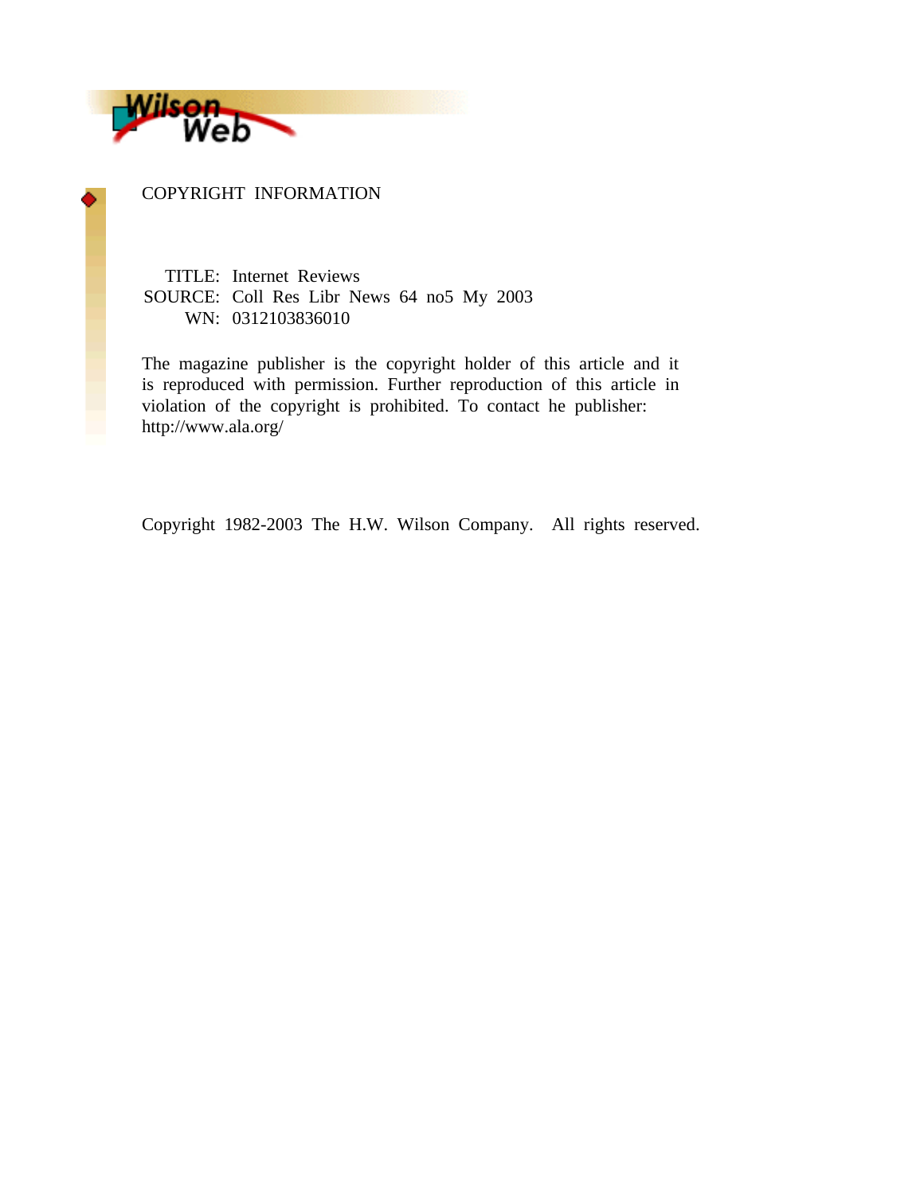COPYRIGHT INFORMATION

TITLE: Internet Reviews
SOURCE: Coll Res Libr News 64 no5 My 2003
WN: 0312103836010

The magazine publisher is the copyright holder of this article and it is reproduced with permission. Further reproduction of this article in violation of the copyright is prohibited. To contact he publisher: http://www.ala.org/

Copyright 1982-2003 The H.W. Wilson Company. All rights reserved.